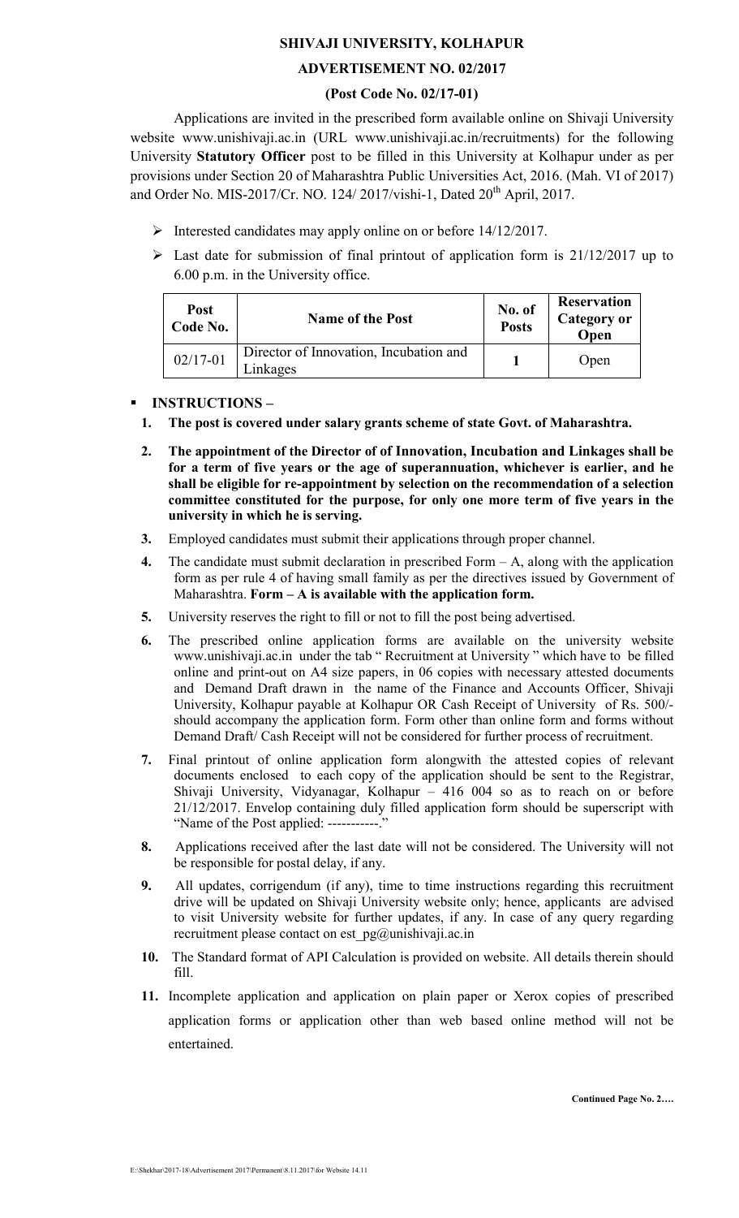# SHIVAJI UNIVERSITY, KOLHAPUR

## ADVERTISEMENT NO. 02/2017

### (Post Code No. 02/17-01)

Applications are invited in the prescribed form available online on Shivaji University website www.unishivaji.ac.in (URL www.unishivaji.ac.in/recruitments) for the following University **Statutory Officer** post to be filled in this University at Kolhapur under as per provisions under Section 20 of Maharashtra Public Universities Act, 2016. (Mah. VI of 2017) and Order No. MIS-2017/Cr. NO. 124/ 2017/vishi-1, Dated 20th April, 2017.

- Interested candidates may apply online on or before 14/12/2017.
- Last date for submission of final printout of application form is 21/12/2017 up to 6.00 p.m. in the University office.

| Post Code No. | Name of the Post | No. of Posts | Reservation Category or Open |
|---|---|---|---|
| 02/17-01 | Director of Innovation, Incubation and Linkages | 1 | Open |

- **INSTRUCTIONS –**
  1. **The post is covered under salary grants scheme of state Govt. of Maharashtra.**
  2. **The appointment of the Director of of Innovation, Incubation and Linkages shall be for a term of five years or the age of superannuation, whichever is earlier, and he shall be eligible for re-appointment by selection on the recommendation of a selection committee constituted for the purpose, for only one more term of five years in the university in which he is serving.**
  3. Employed candidates must submit their applications through proper channel.
  4. The candidate must submit declaration in prescribed Form – A, along with the application form as per rule 4 of having small family as per the directives issued by Government of Maharashtra. **Form – A is available with the application form.**
  5. University reserves the right to fill or not to fill the post being advertised.
  6. The prescribed online application forms are available on the university website www.unishivaji.ac.in under the tab " Recruitment at University " which have to be filled online and print-out on A4 size papers, in 06 copies with necessary attested documents and Demand Draft drawn in the name of the Finance and Accounts Officer, Shivaji University, Kolhapur payable at Kolhapur OR Cash Receipt of University of Rs. 500/- should accompany the application form. Form other than online form and forms without Demand Draft/ Cash Receipt will not be considered for further process of recruitment.
  7. Final printout of online application form alongwith the attested copies of relevant documents enclosed to each copy of the application should be sent to the Registrar, Shivaji University, Vidyanagar, Kolhapur – 416 004 so as to reach on or before 21/12/2017. Envelop containing duly filled application form should be superscript with "Name of the Post applied: -----------."
  8. Applications received after the last date will not be considered. The University will not be responsible for postal delay, if any.
  9. All updates, corrigendum (if any), time to time instructions regarding this recruitment drive will be updated on Shivaji University website only; hence, applicants are advised to visit University website for further updates, if any. In case of any query regarding recruitment please contact on est_pg@unishivaji.ac.in
  10. The Standard format of API Calculation is provided on website. All details therein should fill.
  11. Incomplete application and application on plain paper or Xerox copies of prescribed application forms or application other than web based online method will not be entertained.

**Continued Page No. 2….**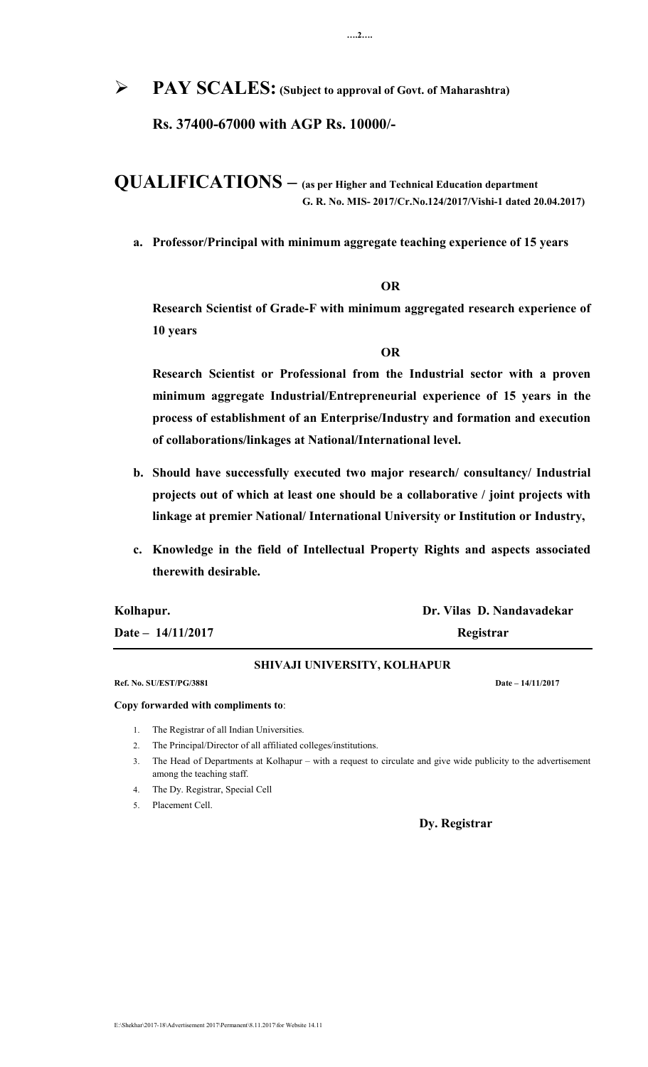- **PAY SCALES:** **(Subject to approval of Govt. of Maharashtra)**

  **Rs. 37400-67000 with AGP Rs. 10000/-**

## QUALIFICATIONS – (as per Higher and Technical Education department G. R. No. MIS- 2017/Cr.No.124/2017/Vishi-1 dated 20.04.2017)

a. **Professor/Principal with minimum aggregate teaching experience of 15 years**

   **OR**

   **Research Scientist of Grade-F with minimum aggregated research experience of 10 years**

   **OR**

   **Research Scientist or Professional from the Industrial sector with a proven minimum aggregate Industrial/Entrepreneurial experience of 15 years in the process of establishment of an Enterprise/Industry and formation and execution of collaborations/linkages at National/International level.**

b. **Should have successfully executed two major research/ consultancy/ Industrial projects out of which at least one should be a collaborative / joint projects with linkage at premier National/ International University or Institution or Industry,**

c. **Knowledge in the field of Intellectual Property Rights and aspects associated therewith desirable.**

**Kolhapur.** **Dr. Vilas D. Nandavadekar**

**Date – 14/11/2017** **Registrar**

---

**SHIVAJI UNIVERSITY, KOLHAPUR**

**Ref. No. SU/EST/PG/3881** **Date – 14/11/2017**

**Copy forwarded with compliments to**:

1. The Registrar of all Indian Universities.
2. The Principal/Director of all affiliated colleges/institutions.
3. The Head of Departments at Kolhapur – with a request to circulate and give wide publicity to the advertisement among the teaching staff.
4. The Dy. Registrar, Special Cell
5. Placement Cell.

**Dy. Registrar**